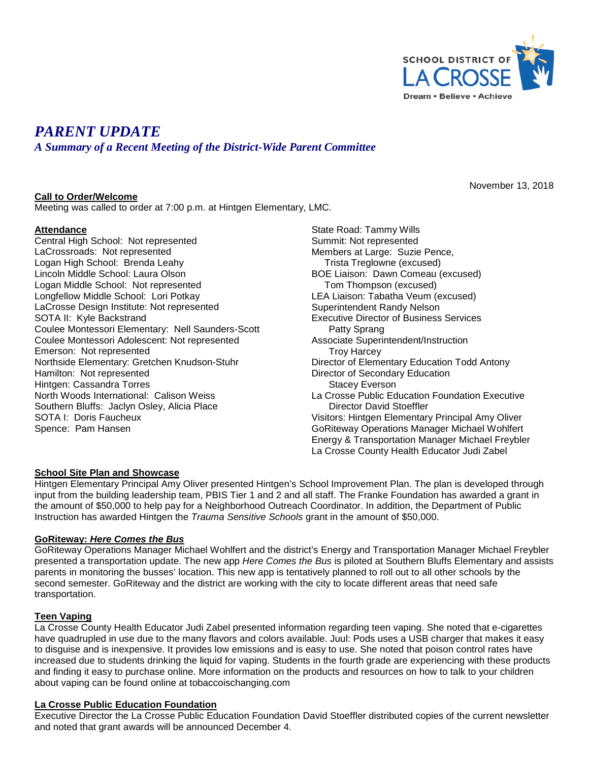SCHOOL DISTRICT OF LA CROSSE
Dream • Believe • Achieve

# *PARENT UPDATE*

## *A Summary of a Recent Meeting of the District-Wide Parent Committee*

November 13, 2018

**Call to Order/Welcome**
Meeting was called to order at 7:00 p.m. at Hintgen Elementary, LMC.

**Attendance**
Central High School: Not represented
LaCrossroads: Not represented
Logan High School: Brenda Leahy
Lincoln Middle School: Laura Olson
Logan Middle School: Not represented
Longfellow Middle School: Lori Potkay
LaCrosse Design Institute: Not represented
SOTA II: Kyle Backstrand
Coulee Montessori Elementary: Nell Saunders-Scott
Coulee Montessori Adolescent: Not represented
Emerson: Not represented
Northside Elementary: Gretchen Knudson-Stuhr
Hamilton: Not represented
Hintgen: Cassandra Torres
North Woods International: Calison Weiss
Southern Bluffs: Jaclyn Osley, Alicia Place
SOTA I: Doris Faucheux
Spence: Pam Hansen
State Road: Tammy Wills
Summit: Not represented
Members at Large: Suzie Pence, Trista Treglowne (excused)
BOE Liaison: Dawn Comeau (excused) Tom Thompson (excused)
LEA Liaison: Tabatha Veum (excused)
Superintendent Randy Nelson
Executive Director of Business Services Patty Sprang
Associate Superintendent/Instruction Troy Harcey
Director of Elementary Education Todd Antony
Director of Secondary Education Stacey Everson
La Crosse Public Education Foundation Executive Director David Stoeffler
Visitors: Hintgen Elementary Principal Amy Oliver
GoRiteway Operations Manager Michael Wohlfert
Energy & Transportation Manager Michael Freybler
La Crosse County Health Educator Judi Zabel

**School Site Plan and Showcase**
Hintgen Elementary Principal Amy Oliver presented Hintgen's School Improvement Plan. The plan is developed through input from the building leadership team, PBIS Tier 1 and 2 and all staff. The Franke Foundation has awarded a grant in the amount of $50,000 to help pay for a Neighborhood Outreach Coordinator. In addition, the Department of Public Instruction has awarded Hintgen the *Trauma Sensitive Schools* grant in the amount of $50,000.

**GoRiteway: *Here Comes the Bus***
GoRiteway Operations Manager Michael Wohlfert and the district's Energy and Transportation Manager Michael Freybler presented a transportation update. The new app *Here Comes the Bus* is piloted at Southern Bluffs Elementary and assists parents in monitoring the busses' location. This new app is tentatively planned to roll out to all other schools by the second semester. GoRiteway and the district are working with the city to locate different areas that need safe transportation.

**Teen Vaping**
La Crosse County Health Educator Judi Zabel presented information regarding teen vaping. She noted that e-cigarettes have quadrupled in use due to the many flavors and colors available. Juul: Pods uses a USB charger that makes it easy to disguise and is inexpensive. It provides low emissions and is easy to use. She noted that poison control rates have increased due to students drinking the liquid for vaping. Students in the fourth grade are experiencing with these products and finding it easy to purchase online. More information on the products and resources on how to talk to your children about vaping can be found online at tobaccoischanging.com

**La Crosse Public Education Foundation**
Executive Director the La Crosse Public Education Foundation David Stoeffler distributed copies of the current newsletter and noted that grant awards will be announced December 4.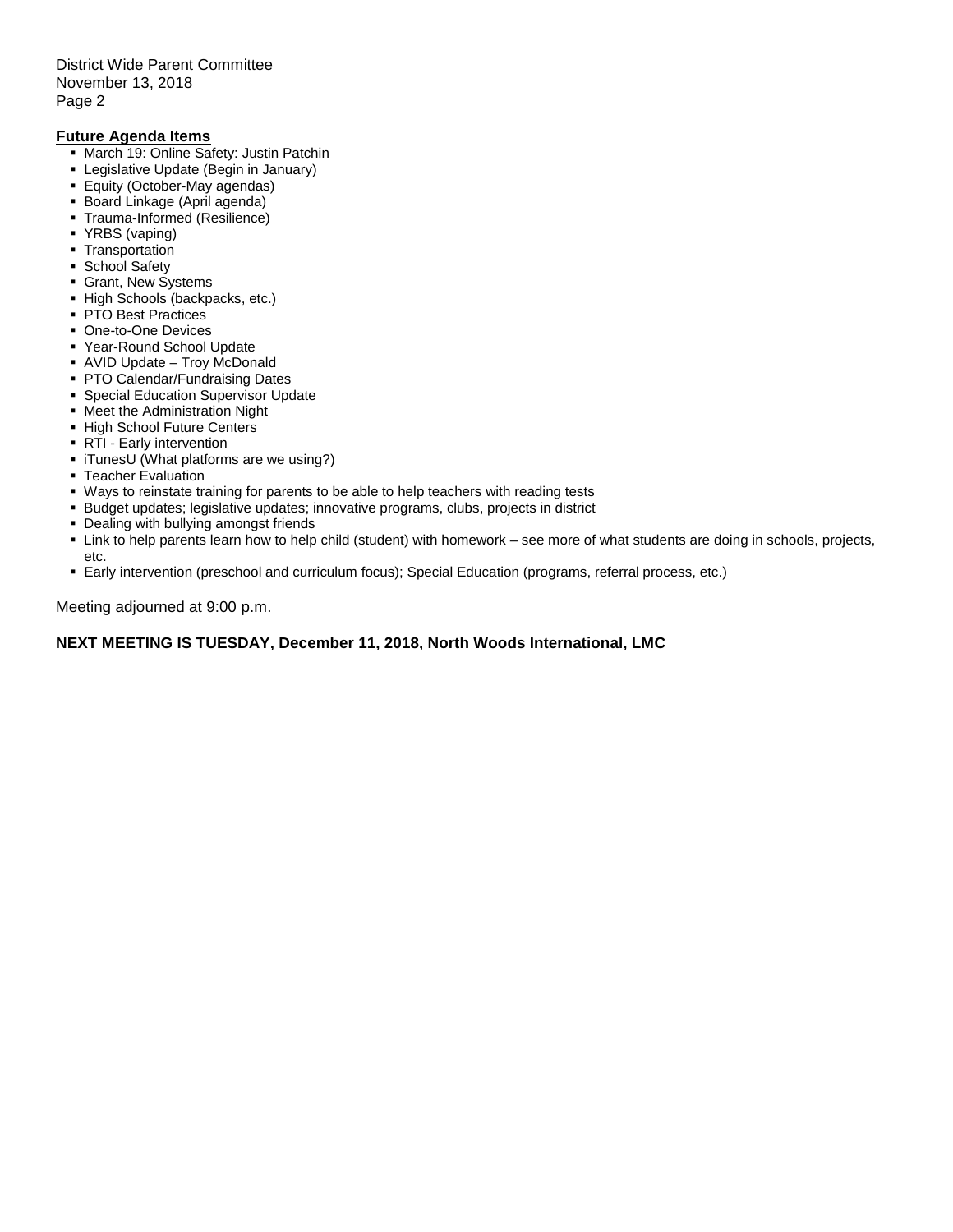## Future Agenda Items

- March 19: Online Safety: Justin Patchin
- Legislative Update (Begin in January)
- Equity (October-May agendas)
- Board Linkage (April agenda)
- Trauma-Informed (Resilience)
- YRBS (vaping)
- Transportation
- School Safety
- Grant, New Systems
- High Schools (backpacks, etc.)
- PTO Best Practices
- One-to-One Devices
- Year-Round School Update
- AVID Update – Troy McDonald
- PTO Calendar/Fundraising Dates
- Special Education Supervisor Update
- Meet the Administration Night
- High School Future Centers
- RTI - Early intervention
- iTunesU (What platforms are we using?)
- Teacher Evaluation
- Ways to reinstate training for parents to be able to help teachers with reading tests
- Budget updates; legislative updates; innovative programs, clubs, projects in district
- Dealing with bullying amongst friends
- Link to help parents learn how to help child (student) with homework – see more of what students are doing in schools, projects, etc.
- Early intervention (preschool and curriculum focus); Special Education (programs, referral process, etc.)

Meeting adjourned at 9:00 p.m.

**NEXT MEETING IS TUESDAY, December 11, 2018, North Woods International, LMC**